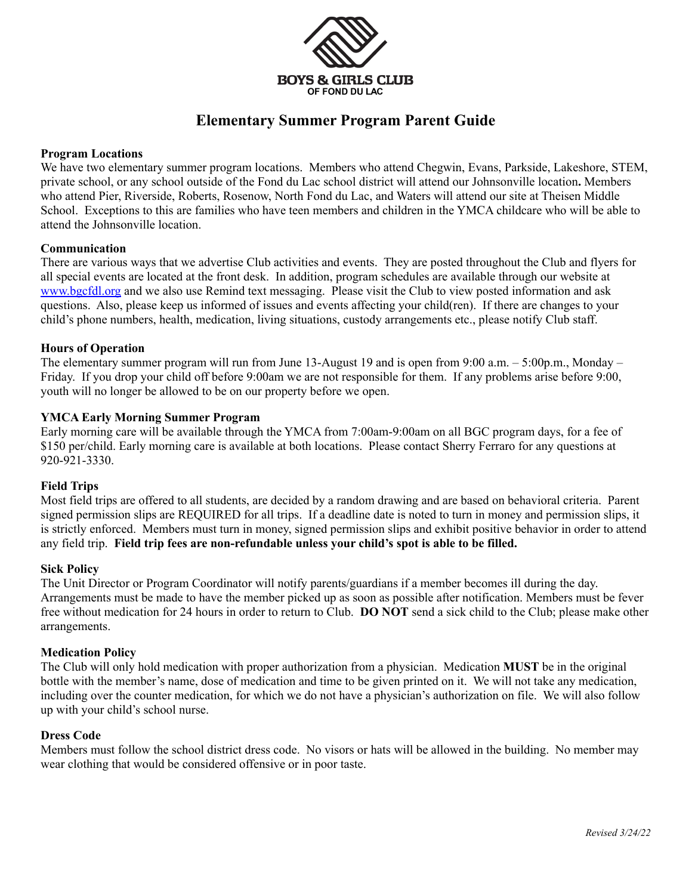BOYS & GIRLS CLUB
OF FOND DU LAC

# Elementary Summer Program Parent Guide

**Program Locations**

We have two elementary summer program locations. Members who attend Chegwin, Evans, Parkside, Lakeshore, STEM, private school, or any school outside of the Fond du Lac school district will attend our Johnsonville location**.** Members who attend Pier, Riverside, Roberts, Rosenow, North Fond du Lac, and Waters will attend our site at Theisen Middle School. Exceptions to this are families who have teen members and children in the YMCA childcare who will be able to attend the Johnsonville location.

**Communication**

There are various ways that we advertise Club activities and events. They are posted throughout the Club and flyers for all special events are located at the front desk. In addition, program schedules are available through our website at [www.bgcfdl.org](http://www.bgcfdl.org) and we also use Remind text messaging. Please visit the Club to view posted information and ask questions. Also, please keep us informed of issues and events affecting your child(ren). If there are changes to your child's phone numbers, health, medication, living situations, custody arrangements etc., please notify Club staff.

**Hours of Operation**

The elementary summer program will run from June 13-August 19 and is open from 9:00 a.m. – 5:00p.m., Monday – Friday. If you drop your child off before 9:00am we are not responsible for them. If any problems arise before 9:00, youth will no longer be allowed to be on our property before we open.

**YMCA Early Morning Summer Program**

Early morning care will be available through the YMCA from 7:00am-9:00am on all BGC program days, for a fee of $150 per/child. Early morning care is available at both locations. Please contact Sherry Ferraro for any questions at 920-921-3330.

**Field Trips**

Most field trips are offered to all students, are decided by a random drawing and are based on behavioral criteria. Parent signed permission slips are REQUIRED for all trips. If a deadline date is noted to turn in money and permission slips, it is strictly enforced. Members must turn in money, signed permission slips and exhibit positive behavior in order to attend any field trip. **Field trip fees are non-refundable unless your child's spot is able to be filled.**

**Sick Policy**

The Unit Director or Program Coordinator will notify parents/guardians if a member becomes ill during the day. Arrangements must be made to have the member picked up as soon as possible after notification. Members must be fever free without medication for 24 hours in order to return to Club. **DO NOT** send a sick child to the Club; please make other arrangements.

**Medication Policy**

The Club will only hold medication with proper authorization from a physician. Medication **MUST** be in the original bottle with the member's name, dose of medication and time to be given printed on it. We will not take any medication, including over the counter medication, for which we do not have a physician's authorization on file. We will also follow up with your child's school nurse.

**Dress Code**

Members must follow the school district dress code. No visors or hats will be allowed in the building. No member may wear clothing that would be considered offensive or in poor taste.

*Revised 3/24/22*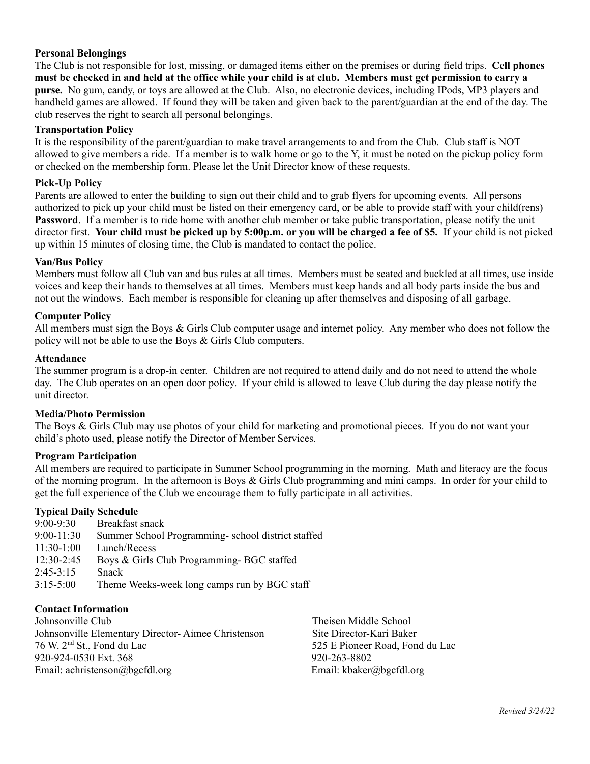**Personal Belongings**

The Club is not responsible for lost, missing, or damaged items either on the premises or during field trips. **Cell phones must be checked in and held at the office while your child is at club. Members must get permission to carry a purse.** No gum, candy, or toys are allowed at the Club. Also, no electronic devices, including IPods, MP3 players and handheld games are allowed. If found they will be taken and given back to the parent/guardian at the end of the day. The club reserves the right to search all personal belongings.

**Transportation Policy**

It is the responsibility of the parent/guardian to make travel arrangements to and from the Club. Club staff is NOT allowed to give members a ride. If a member is to walk home or go to the Y, it must be noted on the pickup policy form or checked on the membership form. Please let the Unit Director know of these requests.

**Pick-Up Policy**

Parents are allowed to enter the building to sign out their child and to grab flyers for upcoming events. All persons authorized to pick up your child must be listed on their emergency card, or be able to provide staff with your child(rens) **Password**. If a member is to ride home with another club member or take public transportation, please notify the unit director first. **Your child must be picked up by 5:00p.m. or you will be charged a fee of $5.** If your child is not picked up within 15 minutes of closing time, the Club is mandated to contact the police.

**Van/Bus Policy**

Members must follow all Club van and bus rules at all times. Members must be seated and buckled at all times, use inside voices and keep their hands to themselves at all times. Members must keep hands and all body parts inside the bus and not out the windows. Each member is responsible for cleaning up after themselves and disposing of all garbage.

**Computer Policy**

All members must sign the Boys & Girls Club computer usage and internet policy. Any member who does not follow the policy will not be able to use the Boys & Girls Club computers.

**Attendance**

The summer program is a drop-in center. Children are not required to attend daily and do not need to attend the whole day. The Club operates on an open door policy. If your child is allowed to leave Club during the day please notify the unit director.

**Media/Photo Permission**

The Boys & Girls Club may use photos of your child for marketing and promotional pieces. If you do not want your child's photo used, please notify the Director of Member Services.

**Program Participation**

All members are required to participate in Summer School programming in the morning. Math and literacy are the focus of the morning program. In the afternoon is Boys & Girls Club programming and mini camps. In order for your child to get the full experience of the Club we encourage them to fully participate in all activities.

**Typical Daily Schedule**

| | |
|---|---|
| 9:00-9:30 | Breakfast snack |
| 9:00-11:30 | Summer School Programming- school district staffed |
| 11:30-1:00 | Lunch/Recess |
| 12:30-2:45 | Boys & Girls Club Programming- BGC staffed |
| 2:45-3:15 | Snack |
| 3:15-5:00 | Theme Weeks-week long camps run by BGC staff |

**Contact Information**

Johnsonville Club
Johnsonville Elementary Director- Aimee Christenson
76 W. 2nd St., Fond du Lac
920-924-0530 Ext. 368
Email: achristenson@bgcfdl.org

Theisen Middle School
Site Director-Kari Baker
525 E Pioneer Road, Fond du Lac
920-263-8802
Email: kbaker@bgcfdl.org

*Revised 3/24/22*